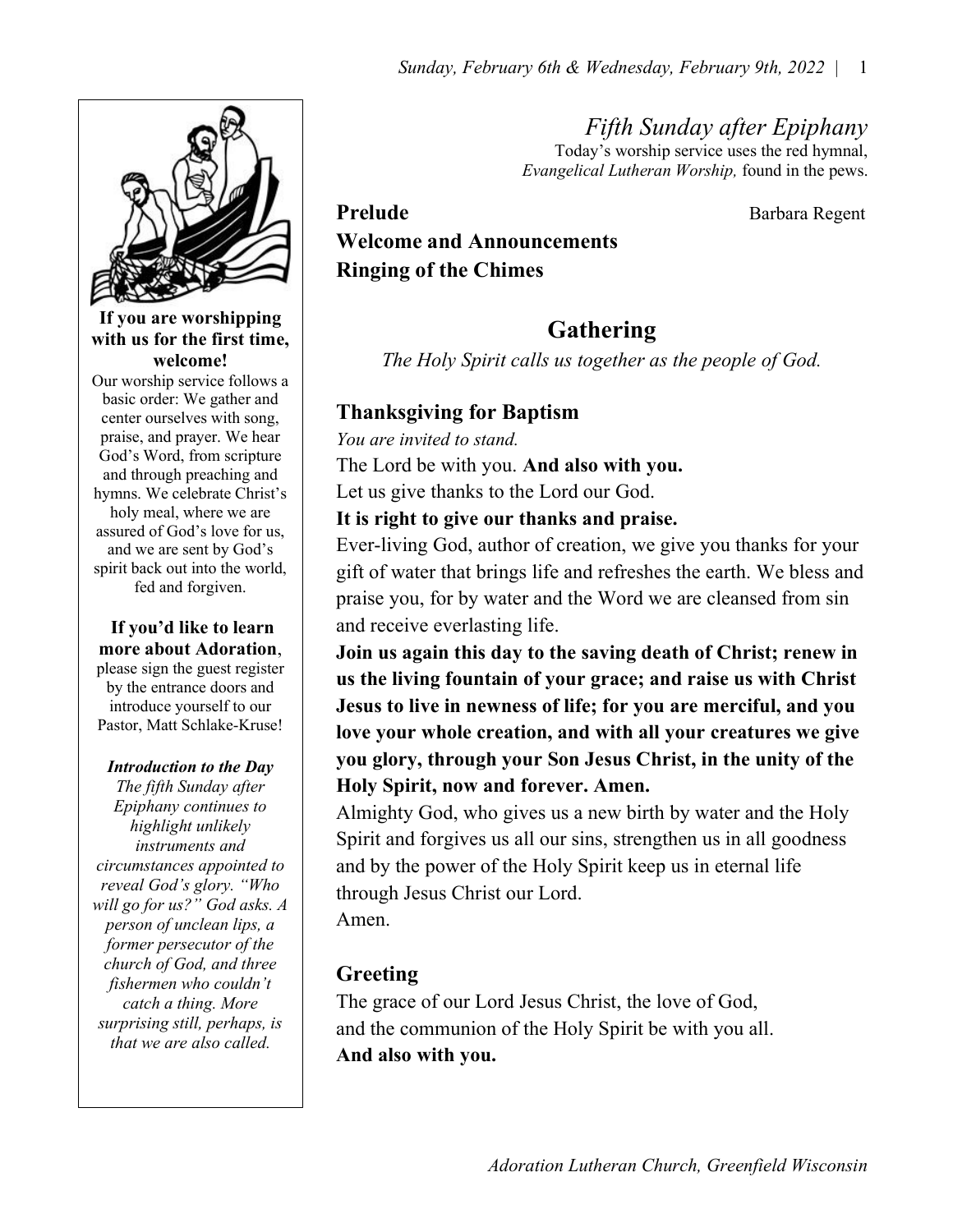# *Fifth Sunday after Epiphany*

Today's worship service uses the red hymnal, *Evangelical Lutheran Worship,* found in the pews.

**If you are worshipping with us for the first time, welcome!**
Our worship service follows a basic order: We gather and center ourselves with song, praise, and prayer. We hear God's Word, from scripture and through preaching and hymns. We celebrate Christ's holy meal, where we are assured of God's love for us, and we are sent by God's spirit back out into the world, fed and forgiven.

**If you'd like to learn more about Adoration**, please sign the guest register by the entrance doors and introduce yourself to our Pastor, Matt Schlake-Kruse!

***Introduction to the Day***
*The fifth Sunday after Epiphany continues to highlight unlikely instruments and circumstances appointed to reveal God's glory. "Who will go for us?" God asks. A person of unclean lips, a former persecutor of the church of God, and three fishermen who couldn't catch a thing. More surprising still, perhaps, is that we are also called.*

**Prelude** Barbara Regent

**Welcome and Announcements**

**Ringing of the Chimes**

## Gathering

*The Holy Spirit calls us together as the people of God.*

### Thanksgiving for Baptism

*You are invited to stand.*

The Lord be with you. **And also with you.**

Let us give thanks to the Lord our God.

**It is right to give our thanks and praise.**

Ever-living God, author of creation, we give you thanks for your gift of water that brings life and refreshes the earth. We bless and praise you, for by water and the Word we are cleansed from sin and receive everlasting life.

**Join us again this day to the saving death of Christ; renew in us the living fountain of your grace; and raise us with Christ Jesus to live in newness of life; for you are merciful, and you love your whole creation, and with all your creatures we give you glory, through your Son Jesus Christ, in the unity of the Holy Spirit, now and forever. Amen.**

Almighty God, who gives us a new birth by water and the Holy Spirit and forgives us all our sins, strengthen us in all goodness and by the power of the Holy Spirit keep us in eternal life through Jesus Christ our Lord.
Amen.

### Greeting

The grace of our Lord Jesus Christ, the love of God,
and the communion of the Holy Spirit be with you all.
**And also with you.**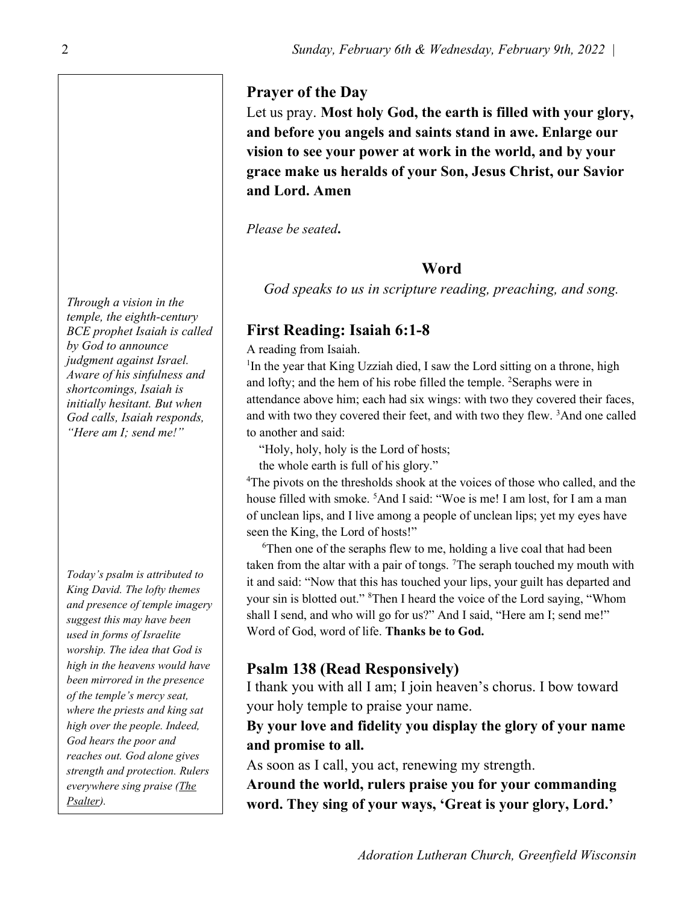## Prayer of the Day

Let us pray. **Most holy God, the earth is filled with your glory, and before you angels and saints stand in awe. Enlarge our vision to see your power at work in the world, and by your grace make us heralds of your Son, Jesus Christ, our Savior and Lord. Amen**

*Please be seated***.**

## Word

*God speaks to us in scripture reading, preaching, and song.*

*Through a vision in the temple, the eighth-century BCE prophet Isaiah is called by God to announce judgment against Israel. Aware of his sinfulness and shortcomings, Isaiah is initially hesitant. But when God calls, Isaiah responds, "Here am I; send me!"*

### First Reading: Isaiah 6:1-8

A reading from Isaiah.

[1]In the year that King Uzziah died, I saw the Lord sitting on a throne, high and lofty; and the hem of his robe filled the temple. [2]Seraphs were in attendance above him; each had six wings: with two they covered their faces, and with two they covered their feet, and with two they flew. [3]And one called to another and said:

"Holy, holy, holy is the Lord of hosts;
the whole earth is full of his glory."

[4]The pivots on the thresholds shook at the voices of those who called, and the house filled with smoke. [5]And I said: "Woe is me! I am lost, for I am a man of unclean lips, and I live among a people of unclean lips; yet my eyes have seen the King, the Lord of hosts!"

[6]Then one of the seraphs flew to me, holding a live coal that had been taken from the altar with a pair of tongs. [7]The seraph touched my mouth with it and said: "Now that this has touched your lips, your guilt has departed and your sin is blotted out." [8]Then I heard the voice of the Lord saying, "Whom shall I send, and who will go for us?" And I said, "Here am I; send me!"
Word of God, word of life. **Thanks be to God.**

*Today's psalm is attributed to King David. The lofty themes and presence of temple imagery suggest this may have been used in forms of Israelite worship. The idea that God is high in the heavens would have been mirrored in the presence of the temple's mercy seat, where the priests and king sat high over the people. Indeed, God hears the poor and reaches out. God alone gives strength and protection. Rulers everywhere sing praise (The Psalter).*

### Psalm 138 (Read Responsively)

I thank you with all I am; I join heaven's chorus. I bow toward your holy temple to praise your name.

**By your love and fidelity you display the glory of your name and promise to all.**

As soon as I call, you act, renewing my strength.

**Around the world, rulers praise you for your commanding word. They sing of your ways, 'Great is your glory, Lord.'**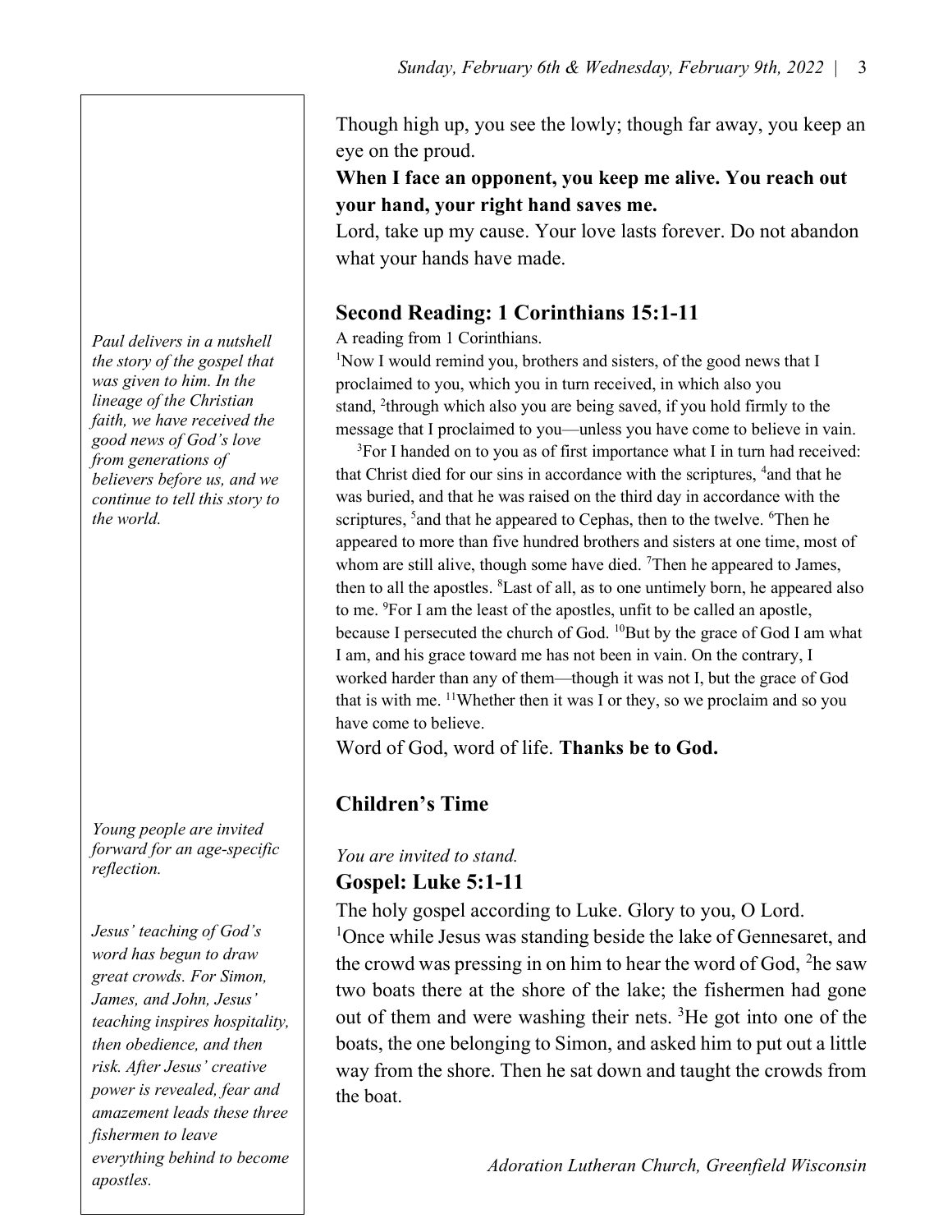Though high up, you see the lowly; though far away, you keep an eye on the proud.

**When I face an opponent, you keep me alive. You reach out your hand, your right hand saves me.**

Lord, take up my cause. Your love lasts forever. Do not abandon what your hands have made.

## Second Reading: 1 Corinthians 15:1-11

*Paul delivers in a nutshell the story of the gospel that was given to him. In the lineage of the Christian faith, we have received the good news of God's love from generations of believers before us, and we continue to tell this story to the world.*

A reading from 1 Corinthians.

[1]Now I would remind you, brothers and sisters, of the good news that I proclaimed to you, which you in turn received, in which also you stand, [2]through which also you are being saved, if you hold firmly to the message that I proclaimed to you—unless you have come to believe in vain.

[3]For I handed on to you as of first importance what I in turn had received: that Christ died for our sins in accordance with the scriptures, [4]and that he was buried, and that he was raised on the third day in accordance with the scriptures, [5]and that he appeared to Cephas, then to the twelve. [6]Then he appeared to more than five hundred brothers and sisters at one time, most of whom are still alive, though some have died. [7]Then he appeared to James, then to all the apostles. [8]Last of all, as to one untimely born, he appeared also to me. [9]For I am the least of the apostles, unfit to be called an apostle, because I persecuted the church of God. [10]But by the grace of God I am what I am, and his grace toward me has not been in vain. On the contrary, I worked harder than any of them—though it was not I, but the grace of God that is with me. [11]Whether then it was I or they, so we proclaim and so you have come to believe.

Word of God, word of life. **Thanks be to God.**

## Children's Time

*Young people are invited forward for an age-specific reflection.*

*You are invited to stand.*

## Gospel: Luke 5:1-11

*Jesus' teaching of God's word has begun to draw great crowds. For Simon, James, and John, Jesus' teaching inspires hospitality, then obedience, and then risk. After Jesus' creative power is revealed, fear and amazement leads these three fishermen to leave everything behind to become apostles.*

The holy gospel according to Luke. Glory to you, O Lord.

[1]Once while Jesus was standing beside the lake of Gennesaret, and the crowd was pressing in on him to hear the word of God, [2]he saw two boats there at the shore of the lake; the fishermen had gone out of them and were washing their nets. [3]He got into one of the boats, the one belonging to Simon, and asked him to put out a little way from the shore. Then he sat down and taught the crowds from the boat.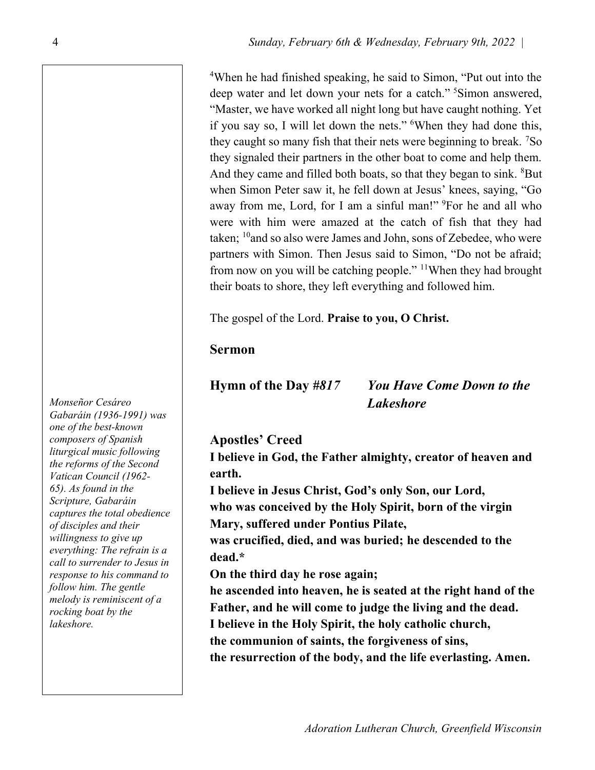[4]When he had finished speaking, he said to Simon, "Put out into the deep water and let down your nets for a catch." [5]Simon answered, "Master, we have worked all night long but have caught nothing. Yet if you say so, I will let down the nets." [6]When they had done this, they caught so many fish that their nets were beginning to break. [7]So they signaled their partners in the other boat to come and help them. And they came and filled both boats, so that they began to sink. [8]But when Simon Peter saw it, he fell down at Jesus' knees, saying, "Go away from me, Lord, for I am a sinful man!" [9]For he and all who were with him were amazed at the catch of fish that they had taken; [10]and so also were James and John, sons of Zebedee, who were partners with Simon. Then Jesus said to Simon, "Do not be afraid; from now on you will be catching people." [11]When they had brought their boats to shore, they left everything and followed him.

The gospel of the Lord. **Praise to you, O Christ.**

## Sermon

## Hymn of the Day #*817* *You Have Come Down to the Lakeshore*

*Monseñor Cesáreo Gabaráin (1936-1991) was one of the best-known composers of Spanish liturgical music following the reforms of the Second Vatican Council (1962-65). As found in the Scripture, Gabaráin captures the total obedience of disciples and their willingness to give up everything: The refrain is a call to surrender to Jesus in response to his command to follow him. The gentle melody is reminiscent of a rocking boat by the lakeshore.*

## Apostles' Creed

**I believe in God, the Father almighty, creator of heaven and earth.**
**I believe in Jesus Christ, God's only Son, our Lord,**
**who was conceived by the Holy Spirit, born of the virgin Mary, suffered under Pontius Pilate,**
**was crucified, died, and was buried; he descended to the dead.***
**On the third day he rose again;**
**he ascended into heaven, he is seated at the right hand of the Father, and he will come to judge the living and the dead.**
**I believe in the Holy Spirit, the holy catholic church,**
**the communion of saints, the forgiveness of sins,**
**the resurrection of the body, and the life everlasting. Amen.**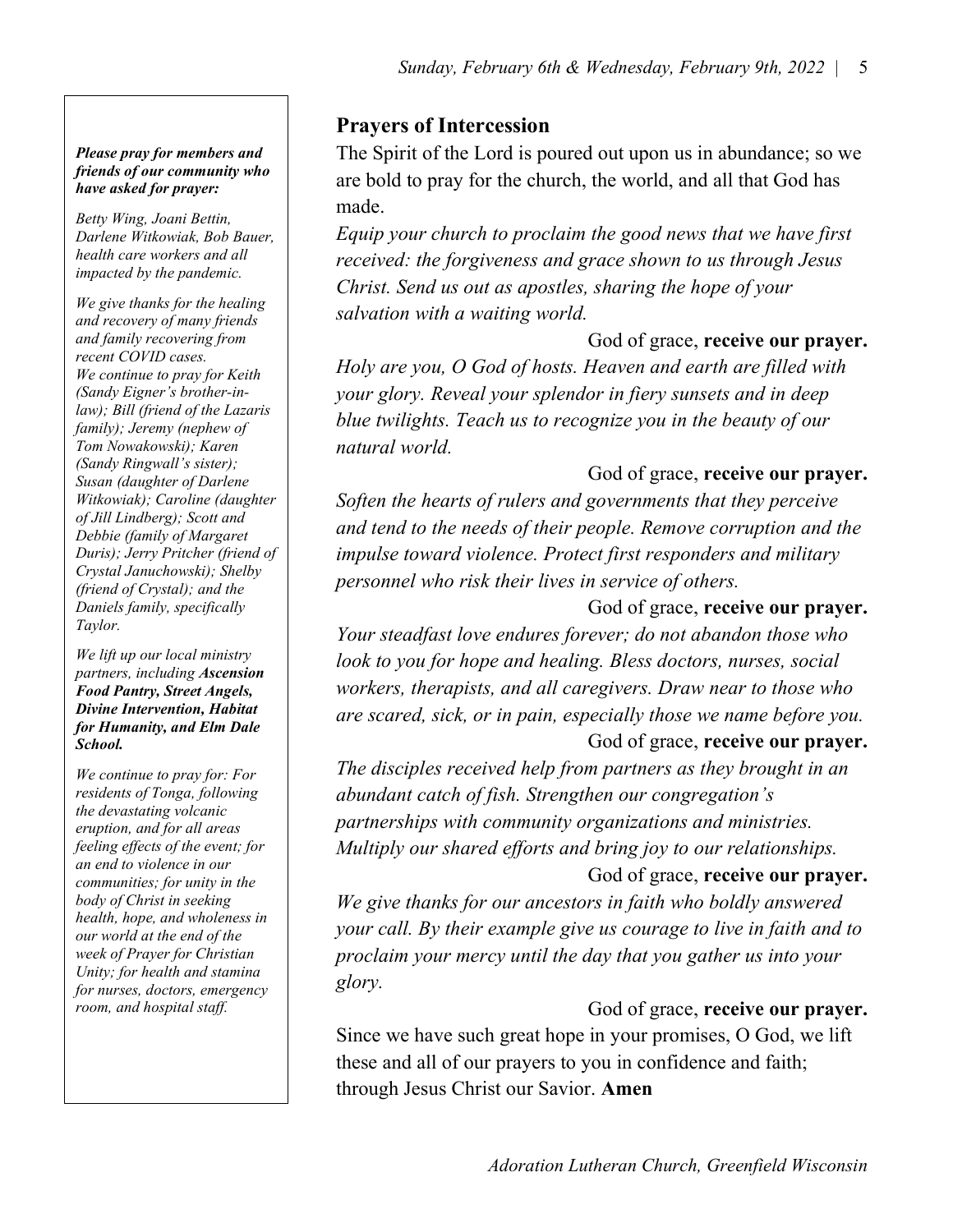## Prayers of Intercession

The Spirit of the Lord is poured out upon us in abundance; so we are bold to pray for the church, the world, and all that God has made.

*Equip your church to proclaim the good news that we have first received: the forgiveness and grace shown to us through Jesus Christ. Send us out as apostles, sharing the hope of your salvation with a waiting world.*

God of grace, **receive our prayer.**

*Holy are you, O God of hosts. Heaven and earth are filled with your glory. Reveal your splendor in fiery sunsets and in deep blue twilights. Teach us to recognize you in the beauty of our natural world.*

God of grace, **receive our prayer.**

*Soften the hearts of rulers and governments that they perceive and tend to the needs of their people. Remove corruption and the impulse toward violence. Protect first responders and military personnel who risk their lives in service of others.*

God of grace, **receive our prayer.**

*Your steadfast love endures forever; do not abandon those who look to you for hope and healing. Bless doctors, nurses, social workers, therapists, and all caregivers. Draw near to those who are scared, sick, or in pain, especially those we name before you.*

God of grace, **receive our prayer.**

*The disciples received help from partners as they brought in an abundant catch of fish. Strengthen our congregation's partnerships with community organizations and ministries. Multiply our shared efforts and bring joy to our relationships.*

God of grace, **receive our prayer.**

*We give thanks for our ancestors in faith who boldly answered your call. By their example give us courage to live in faith and to proclaim your mercy until the day that you gather us into your glory.*

God of grace, **receive our prayer.**

Since we have such great hope in your promises, O God, we lift these and all of our prayers to you in confidence and faith; through Jesus Christ our Savior. **Amen**

---

***Please pray for members and friends of our community who have asked for prayer:***

*Betty Wing, Joani Bettin, Darlene Witkowiak, Bob Bauer, health care workers and all impacted by the pandemic.*

*We give thanks for the healing and recovery of many friends and family recovering from recent COVID cases.*
*We continue to pray for Keith (Sandy Eigner's brother-in-law); Bill (friend of the Lazaris family); Jeremy (nephew of Tom Nowakowski); Karen (Sandy Ringwall's sister); Susan (daughter of Darlene Witkowiak); Caroline (daughter of Jill Lindberg); Scott and Debbie (family of Margaret Duris); Jerry Pritcher (friend of Crystal Januchowski); Shelby (friend of Crystal); and the Daniels family, specifically Taylor.*

*We lift up our local ministry partners, including **Ascension Food Pantry, Street Angels, Divine Intervention, Habitat for Humanity, and Elm Dale School.***

*We continue to pray for: For residents of Tonga, following the devastating volcanic eruption, and for all areas feeling effects of the event; for an end to violence in our communities; for unity in the body of Christ in seeking health, hope, and wholeness in our world at the end of the week of Prayer for Christian Unity; for health and stamina for nurses, doctors, emergency room, and hospital staff.*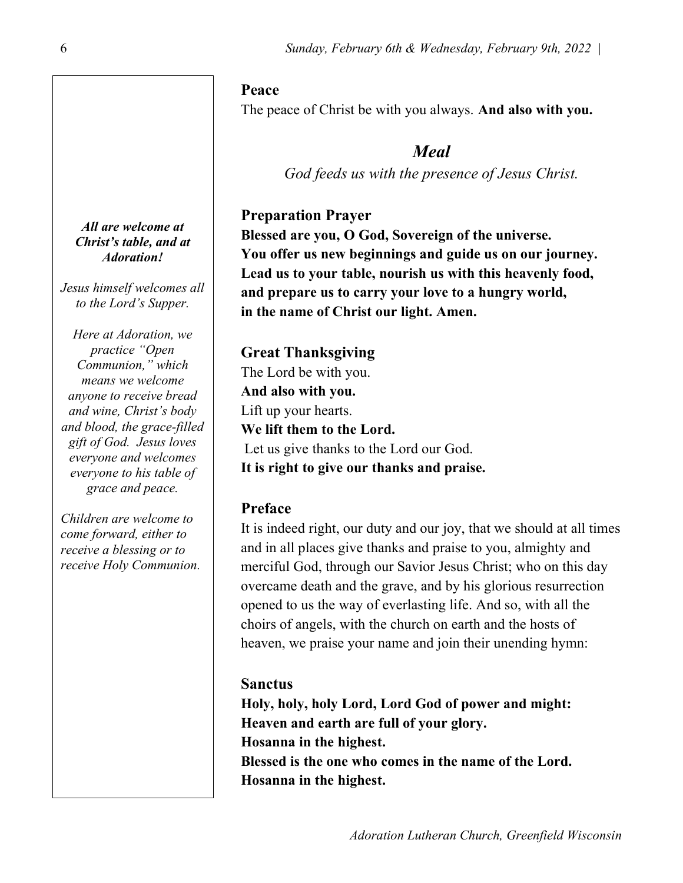## Peace

The peace of Christ be with you always. **And also with you.**

## *Meal*

*God feeds us with the presence of Jesus Christ.*

***All are welcome at Christ's table, and at Adoration!***

*Jesus himself welcomes all to the Lord's Supper.*

*Here at Adoration, we practice "Open Communion," which means we welcome anyone to receive bread and wine, Christ's body and blood, the grace-filled gift of God. Jesus loves everyone and welcomes everyone to his table of grace and peace.*

*Children are welcome to come forward, either to receive a blessing or to receive Holy Communion.*

### Preparation Prayer

**Blessed are you, O God, Sovereign of the universe.**
**You offer us new beginnings and guide us on our journey.**
**Lead us to your table, nourish us with this heavenly food,**
**and prepare us to carry your love to a hungry world,**
**in the name of Christ our light. Amen.**

### Great Thanksgiving

The Lord be with you.
**And also with you.**
Lift up your hearts.
**We lift them to the Lord.**
Let us give thanks to the Lord our God.
**It is right to give our thanks and praise.**

### Preface

It is indeed right, our duty and our joy, that we should at all times and in all places give thanks and praise to you, almighty and merciful God, through our Savior Jesus Christ; who on this day overcame death and the grave, and by his glorious resurrection opened to us the way of everlasting life. And so, with all the choirs of angels, with the church on earth and the hosts of heaven, we praise your name and join their unending hymn:

### Sanctus

**Holy, holy, holy Lord, Lord God of power and might:**
**Heaven and earth are full of your glory.**
**Hosanna in the highest.**
**Blessed is the one who comes in the name of the Lord.**
**Hosanna in the highest.**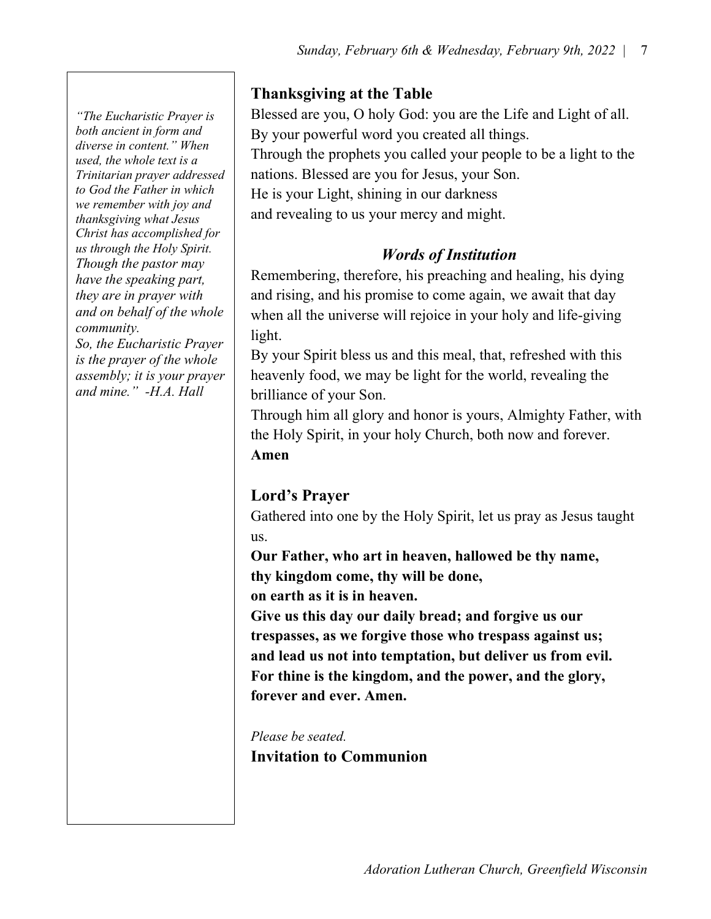*"The Eucharistic Prayer is both ancient in form and diverse in content." When used, the whole text is a Trinitarian prayer addressed to God the Father in which we remember with joy and thanksgiving what Jesus Christ has accomplished for us through the Holy Spirit. Though the pastor may have the speaking part, they are in prayer with and on behalf of the whole community.*
*So, the Eucharistic Prayer is the prayer of the whole assembly; it is your prayer and mine." -H.A. Hall*

## Thanksgiving at the Table

Blessed are you, O holy God: you are the Life and Light of all.
By your powerful word you created all things.
Through the prophets you called your people to be a light to the nations. Blessed are you for Jesus, your Son.
He is your Light, shining in our darkness
and revealing to us your mercy and might.

### *Words of Institution*

Remembering, therefore, his preaching and healing, his dying and rising, and his promise to come again, we await that day when all the universe will rejoice in your holy and life-giving light.
By your Spirit bless us and this meal, that, refreshed with this heavenly food, we may be light for the world, revealing the brilliance of your Son.
Through him all glory and honor is yours, Almighty Father, with the Holy Spirit, in your holy Church, both now and forever.
**Amen**

## Lord's Prayer

Gathered into one by the Holy Spirit, let us pray as Jesus taught us.
**Our Father, who art in heaven, hallowed be thy name,**
**thy kingdom come, thy will be done,**
**on earth as it is in heaven.**
**Give us this day our daily bread; and forgive us our trespasses, as we forgive those who trespass against us; and lead us not into temptation, but deliver us from evil.**
**For thine is the kingdom, and the power, and the glory, forever and ever. Amen.**

*Please be seated.*

## Invitation to Communion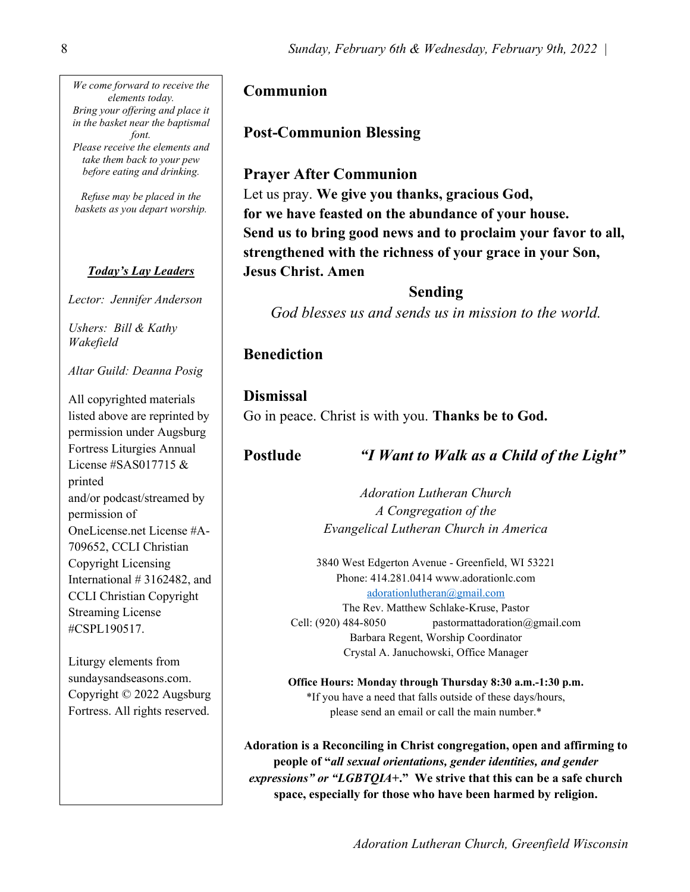*We come forward to receive the elements today.*
*Bring your offering and place it in the basket near the baptismal font.*
*Please receive the elements and take them back to your pew before eating and drinking.*

*Refuse may be placed in the baskets as you depart worship.*

***Today's Lay Leaders***

*Lector: Jennifer Anderson*

*Ushers: Bill & Kathy Wakefield*

*Altar Guild: Deanna Posig*

All copyrighted materials listed above are reprinted by permission under Augsburg Fortress Liturgies Annual License #SAS017715 & printed and/or podcast/streamed by permission of OneLicense.net License #A-709652, CCLI Christian Copyright Licensing International # 3162482, and CCLI Christian Copyright Streaming License #CSPL190517.

Liturgy elements from sundaysandseasons.com. Copyright © 2022 Augsburg Fortress. All rights reserved.

## Communion

## Post-Communion Blessing

## Prayer After Communion

Let us pray. **We give you thanks, gracious God,**
**for we have feasted on the abundance of your house.**
**Send us to bring good news and to proclaim your favor to all,**
**strengthened with the richness of your grace in your Son,**
**Jesus Christ. Amen**

# Sending

*God blesses us and sends us in mission to the world.*

## Benediction

## Dismissal

Go in peace. Christ is with you. **Thanks be to God.**

## Postlude *"I Want to Walk as a Child of the Light"*

*Adoration Lutheran Church*
*A Congregation of the*
*Evangelical Lutheran Church in America*

3840 West Edgerton Avenue - Greenfield, WI 53221
Phone: 414.281.0414 www.adorationlc.com
adorationlutheran@gmail.com
The Rev. Matthew Schlake-Kruse, Pastor
Cell: (920) 484-8050 pastormattadoration@gmail.com
Barbara Regent, Worship Coordinator
Crystal A. Januchowski, Office Manager

**Office Hours: Monday through Thursday 8:30 a.m.-1:30 p.m.**
\*If you have a need that falls outside of these days/hours, please send an email or call the main number.\*

**Adoration is a Reconciling in Christ congregation, open and affirming to people of "*all sexual orientations, gender identities, and gender expressions" or "LGBTQIA+*." We strive that this can be a safe church space, especially for those who have been harmed by religion.**